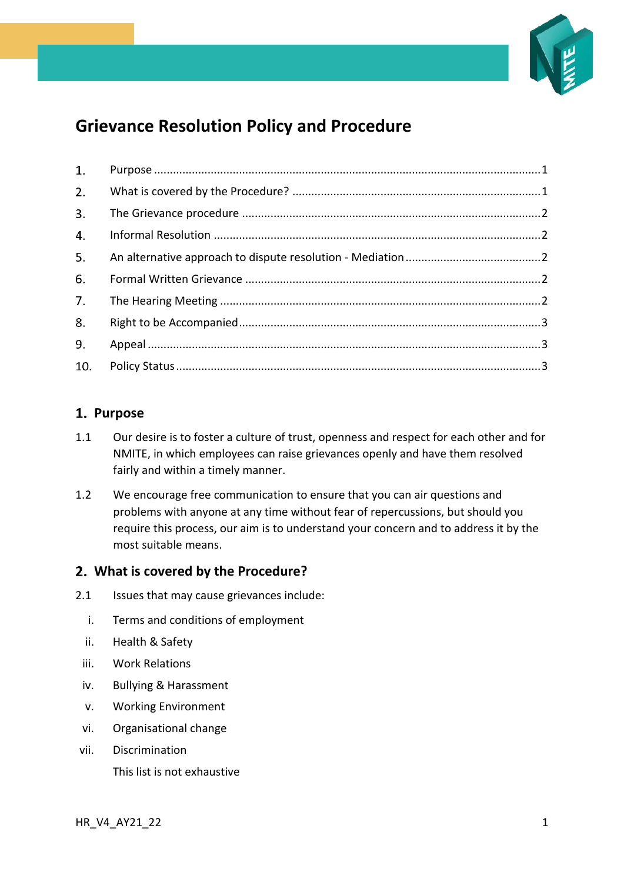# Grievance Resolution Policy and Procedure

1. Purpose ........ 1
2. What is covered by the Procedure? ........ 1
3. The Grievance procedure ........ 2
4. Informal Resolution ........ 2
5. An alternative approach to dispute resolution - Mediation ........ 2
6. Formal Written Grievance ........ 2
7. The Hearing Meeting ........ 2
8. Right to be Accompanied ........ 3
9. Appeal ........ 3
10. Policy Status ........ 3

## 1. Purpose

1.1 Our desire is to foster a culture of trust, openness and respect for each other and for NMITE, in which employees can raise grievances openly and have them resolved fairly and within a timely manner.

1.2 We encourage free communication to ensure that you can air questions and problems with anyone at any time without fear of repercussions, but should you require this process, our aim is to understand your concern and to address it by the most suitable means.

## 2. What is covered by the Procedure?

2.1 Issues that may cause grievances include:

i. Terms and conditions of employment
ii. Health & Safety
iii. Work Relations
iv. Bullying & Harassment
v. Working Environment
vi. Organisational change
vii. Discrimination

This list is not exhaustive

HR_V4_AY21_22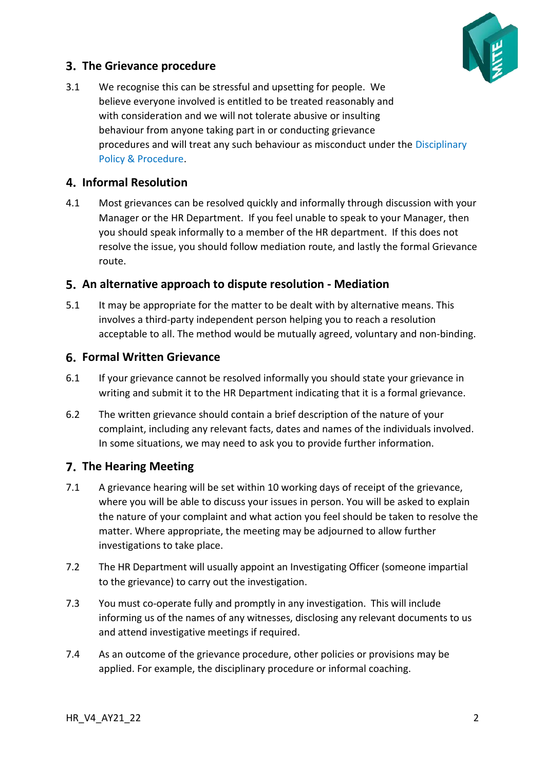## 3. The Grievance procedure

3.1 We recognise this can be stressful and upsetting for people. We believe everyone involved is entitled to be treated reasonably and with consideration and we will not tolerate abusive or insulting behaviour from anyone taking part in or conducting grievance procedures and will treat any such behaviour as misconduct under the Disciplinary Policy & Procedure.

## 4. Informal Resolution

4.1 Most grievances can be resolved quickly and informally through discussion with your Manager or the HR Department. If you feel unable to speak to your Manager, then you should speak informally to a member of the HR department. If this does not resolve the issue, you should follow mediation route, and lastly the formal Grievance route.

## 5. An alternative approach to dispute resolution - Mediation

5.1 It may be appropriate for the matter to be dealt with by alternative means. This involves a third-party independent person helping you to reach a resolution acceptable to all. The method would be mutually agreed, voluntary and non-binding.

## 6. Formal Written Grievance

6.1 If your grievance cannot be resolved informally you should state your grievance in writing and submit it to the HR Department indicating that it is a formal grievance.

6.2 The written grievance should contain a brief description of the nature of your complaint, including any relevant facts, dates and names of the individuals involved. In some situations, we may need to ask you to provide further information.

## 7. The Hearing Meeting

7.1 A grievance hearing will be set within 10 working days of receipt of the grievance, where you will be able to discuss your issues in person. You will be asked to explain the nature of your complaint and what action you feel should be taken to resolve the matter. Where appropriate, the meeting may be adjourned to allow further investigations to take place.

7.2 The HR Department will usually appoint an Investigating Officer (someone impartial to the grievance) to carry out the investigation.

7.3 You must co-operate fully and promptly in any investigation. This will include informing us of the names of any witnesses, disclosing any relevant documents to us and attend investigative meetings if required.

7.4 As an outcome of the grievance procedure, other policies or provisions may be applied. For example, the disciplinary procedure or informal coaching.

HR_V4_AY21_22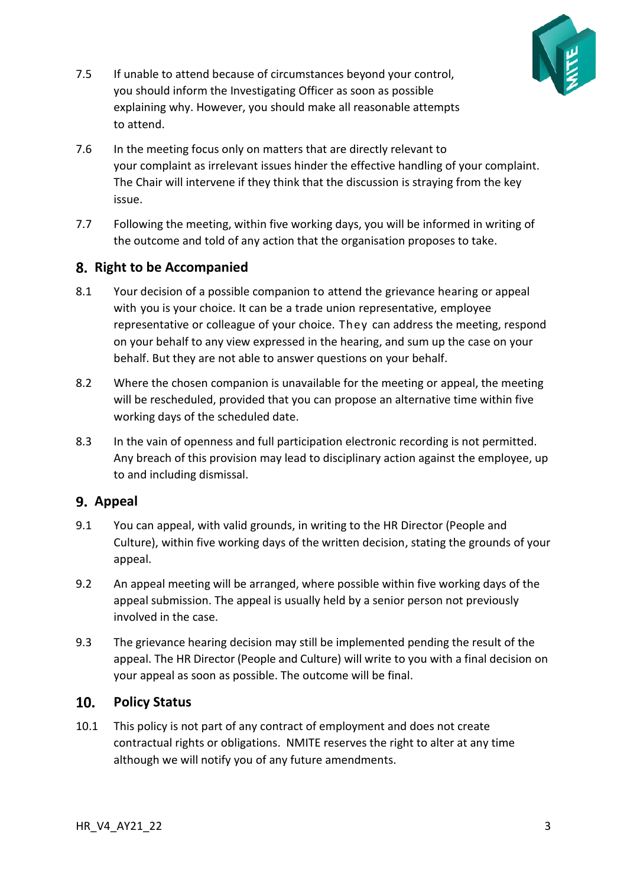7.5 If unable to attend because of circumstances beyond your control, you should inform the Investigating Officer as soon as possible explaining why. However, you should make all reasonable attempts to attend.

7.6 In the meeting focus only on matters that are directly relevant to your complaint as irrelevant issues hinder the effective handling of your complaint. The Chair will intervene if they think that the discussion is straying from the key issue.

7.7 Following the meeting, within five working days, you will be informed in writing of the outcome and told of any action that the organisation proposes to take.

## 8. Right to be Accompanied

8.1 Your decision of a possible companion to attend the grievance hearing or appeal with you is your choice. It can be a trade union representative, employee representative or colleague of your choice. They can address the meeting, respond on your behalf to any view expressed in the hearing, and sum up the case on your behalf. But they are not able to answer questions on your behalf.

8.2 Where the chosen companion is unavailable for the meeting or appeal, the meeting will be rescheduled, provided that you can propose an alternative time within five working days of the scheduled date.

8.3 In the vain of openness and full participation electronic recording is not permitted. Any breach of this provision may lead to disciplinary action against the employee, up to and including dismissal.

## 9. Appeal

9.1 You can appeal, with valid grounds, in writing to the HR Director (People and Culture), within five working days of the written decision, stating the grounds of your appeal.

9.2 An appeal meeting will be arranged, where possible within five working days of the appeal submission. The appeal is usually held by a senior person not previously involved in the case.

9.3 The grievance hearing decision may still be implemented pending the result of the appeal. The HR Director (People and Culture) will write to you with a final decision on your appeal as soon as possible. The outcome will be final.

## 10. Policy Status

10.1 This policy is not part of any contract of employment and does not create contractual rights or obligations. NMITE reserves the right to alter at any time although we will notify you of any future amendments.